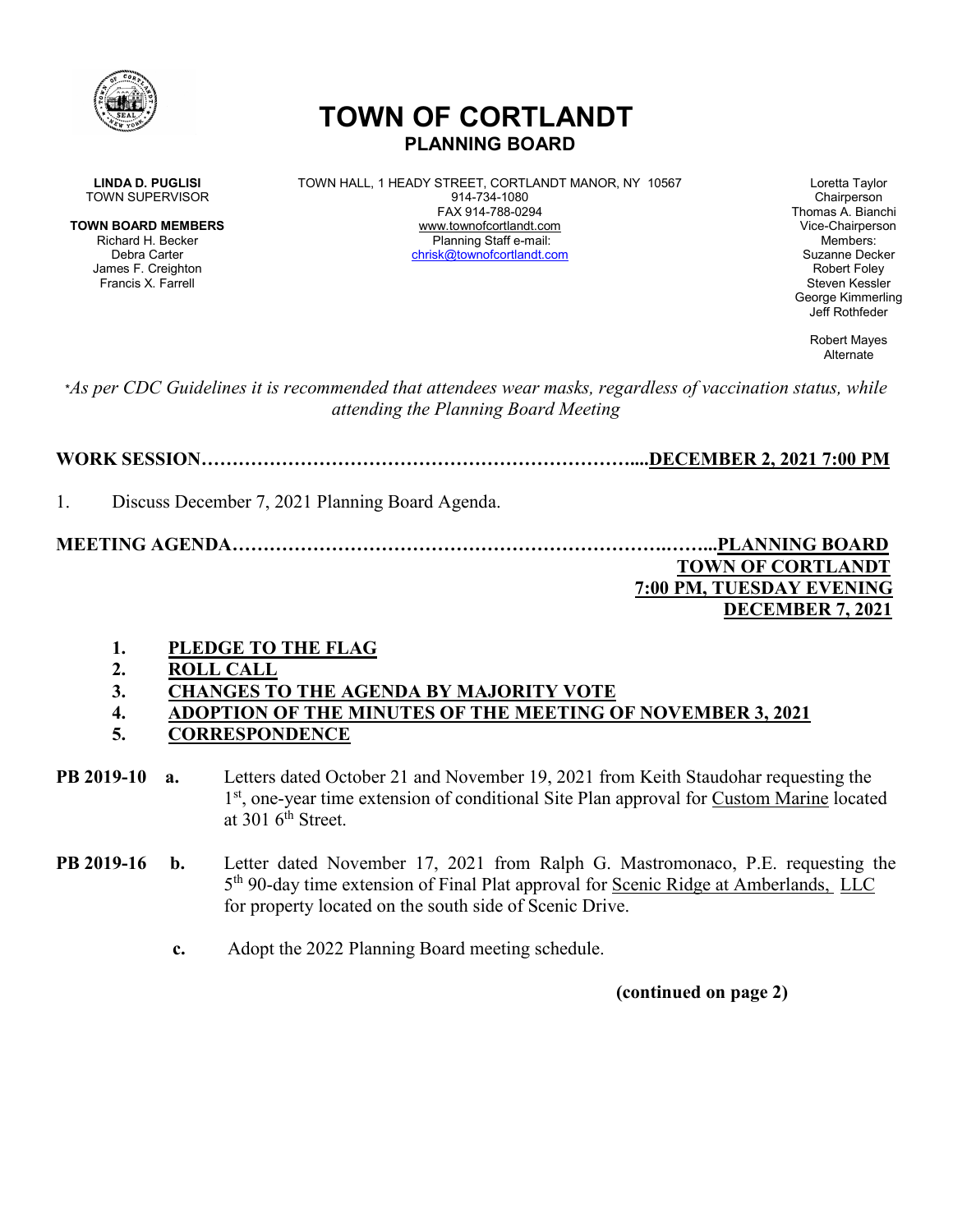# TOWN OF CORTLANDT
## PLANNING BOARD

**LINDA D. PUGLISI**
TOWN SUPERVISOR

**TOWN BOARD MEMBERS**
Richard H. Becker
Debra Carter
James F. Creighton
Francis X. Farrell

TOWN HALL, 1 HEADY STREET, CORTLANDT MANOR, NY 10567
914-734-1080
FAX 914-788-0294
www.townofcortlandt.com
Planning Staff e-mail:
chrisk@townofcortlandt.com

Loretta Taylor
Chairperson
Thomas A. Bianchi
Vice-Chairperson
Members:
Suzanne Decker
Robert Foley
Steven Kessler
George Kimmerling
Jeff Rothfeder

Robert Mayes
Alternate

**As per CDC Guidelines it is recommended that attendees wear masks, regardless of vaccination status, while attending the Planning Board Meeting*

**WORK SESSION…………………………………………………………....DECEMBER 2, 2021 7:00 PM**

1. Discuss December 7, 2021 Planning Board Agenda.

**MEETING AGENDA…………………………………………………………..……...PLANNING BOARD**
**TOWN OF CORTLANDT**
**7:00 PM, TUESDAY EVENING**
**DECEMBER 7, 2021**

1. **PLEDGE TO THE FLAG**
2. **ROLL CALL**
3. **CHANGES TO THE AGENDA BY MAJORITY VOTE**
4. **ADOPTION OF THE MINUTES OF THE MEETING OF NOVEMBER 3, 2021**
5. **CORRESPONDENCE**

**PB 2019-10** **a.** Letters dated October 21 and November 19, 2021 from Keith Staudohar requesting the 1st, one-year time extension of conditional Site Plan approval for Custom Marine located at 301 6th Street.

**PB 2019-16** **b.** Letter dated November 17, 2021 from Ralph G. Mastromonaco, P.E. requesting the 5th 90-day time extension of Final Plat approval for Scenic Ridge at Amberlands, LLC for property located on the south side of Scenic Drive.

**c.** Adopt the 2022 Planning Board meeting schedule.

**(continued on page 2)**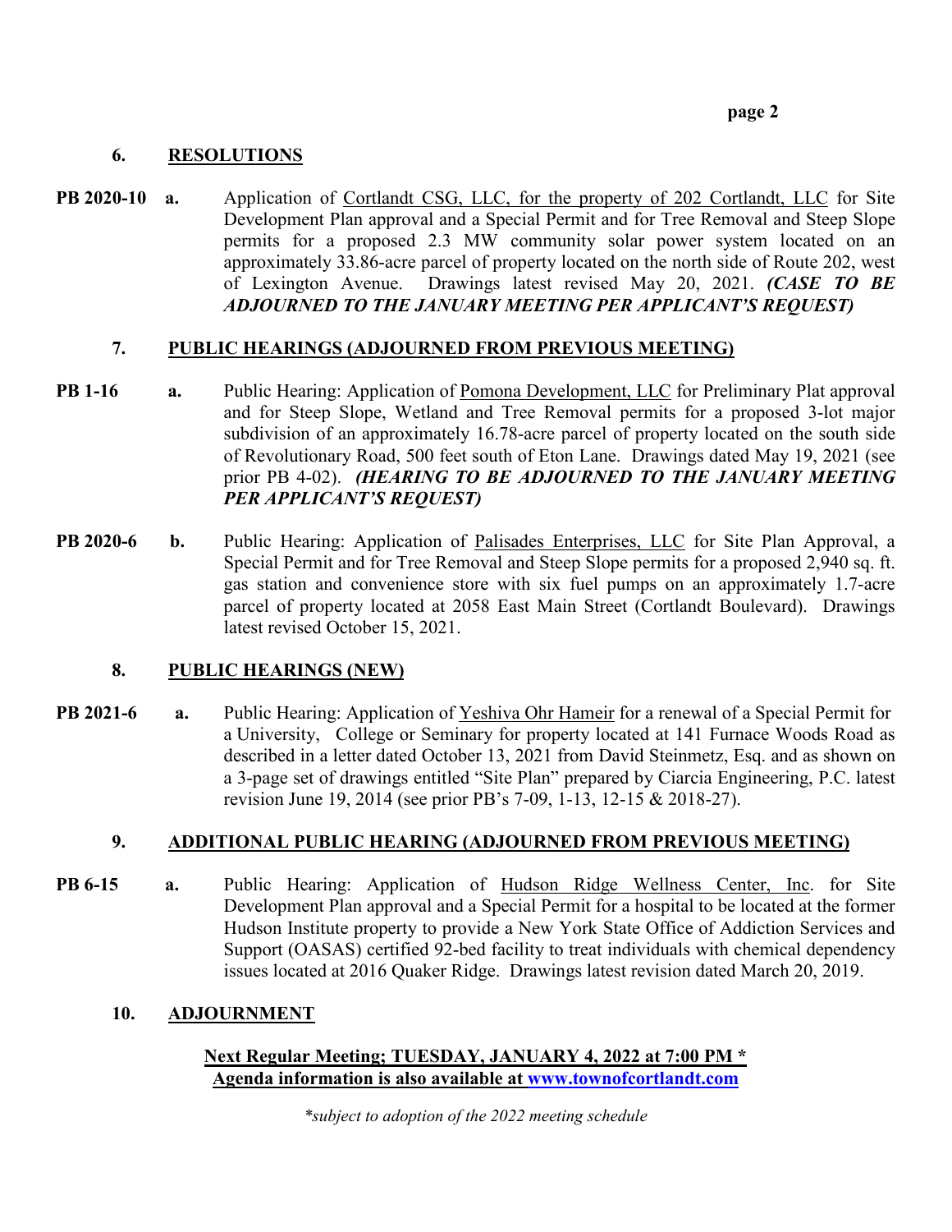## 6. RESOLUTIONS

**PB 2020-10** **a.** Application of Cortlandt CSG, LLC, for the property of 202 Cortlandt, LLC for Site Development Plan approval and a Special Permit and for Tree Removal and Steep Slope permits for a proposed 2.3 MW community solar power system located on an approximately 33.86-acre parcel of property located on the north side of Route 202, west of Lexington Avenue. Drawings latest revised May 20, 2021. ***(CASE TO BE ADJOURNED TO THE JANUARY MEETING PER APPLICANT'S REQUEST)***

## 7. PUBLIC HEARINGS (ADJOURNED FROM PREVIOUS MEETING)

**PB 1-16** **a.** Public Hearing: Application of Pomona Development, LLC for Preliminary Plat approval and for Steep Slope, Wetland and Tree Removal permits for a proposed 3-lot major subdivision of an approximately 16.78-acre parcel of property located on the south side of Revolutionary Road, 500 feet south of Eton Lane. Drawings dated May 19, 2021 (see prior PB 4-02). ***(HEARING TO BE ADJOURNED TO THE JANUARY MEETING PER APPLICANT'S REQUEST)***

**PB 2020-6** **b.** Public Hearing: Application of Palisades Enterprises, LLC for Site Plan Approval, a Special Permit and for Tree Removal and Steep Slope permits for a proposed 2,940 sq. ft. gas station and convenience store with six fuel pumps on an approximately 1.7-acre parcel of property located at 2058 East Main Street (Cortlandt Boulevard). Drawings latest revised October 15, 2021.

## 8. PUBLIC HEARINGS (NEW)

**PB 2021-6** **a.** Public Hearing: Application of Yeshiva Ohr Hameir for a renewal of a Special Permit for a University, College or Seminary for property located at 141 Furnace Woods Road as described in a letter dated October 13, 2021 from David Steinmetz, Esq. and as shown on a 3-page set of drawings entitled "Site Plan" prepared by Ciarcia Engineering, P.C. latest revision June 19, 2014 (see prior PB's 7-09, 1-13, 12-15 & 2018-27).

## 9. ADDITIONAL PUBLIC HEARING (ADJOURNED FROM PREVIOUS MEETING)

**PB 6-15** **a.** Public Hearing: Application of Hudson Ridge Wellness Center, Inc. for Site Development Plan approval and a Special Permit for a hospital to be located at the former Hudson Institute property to provide a New York State Office of Addiction Services and Support (OASAS) certified 92-bed facility to treat individuals with chemical dependency issues located at 2016 Quaker Ridge. Drawings latest revision dated March 20, 2019.

## 10. ADJOURNMENT

**Next Regular Meeting; TUESDAY, JANUARY 4, 2022 at 7:00 PM ***
**Agenda information is also available at www.townofcortlandt.com**

*\*subject to adoption of the 2022 meeting schedule*